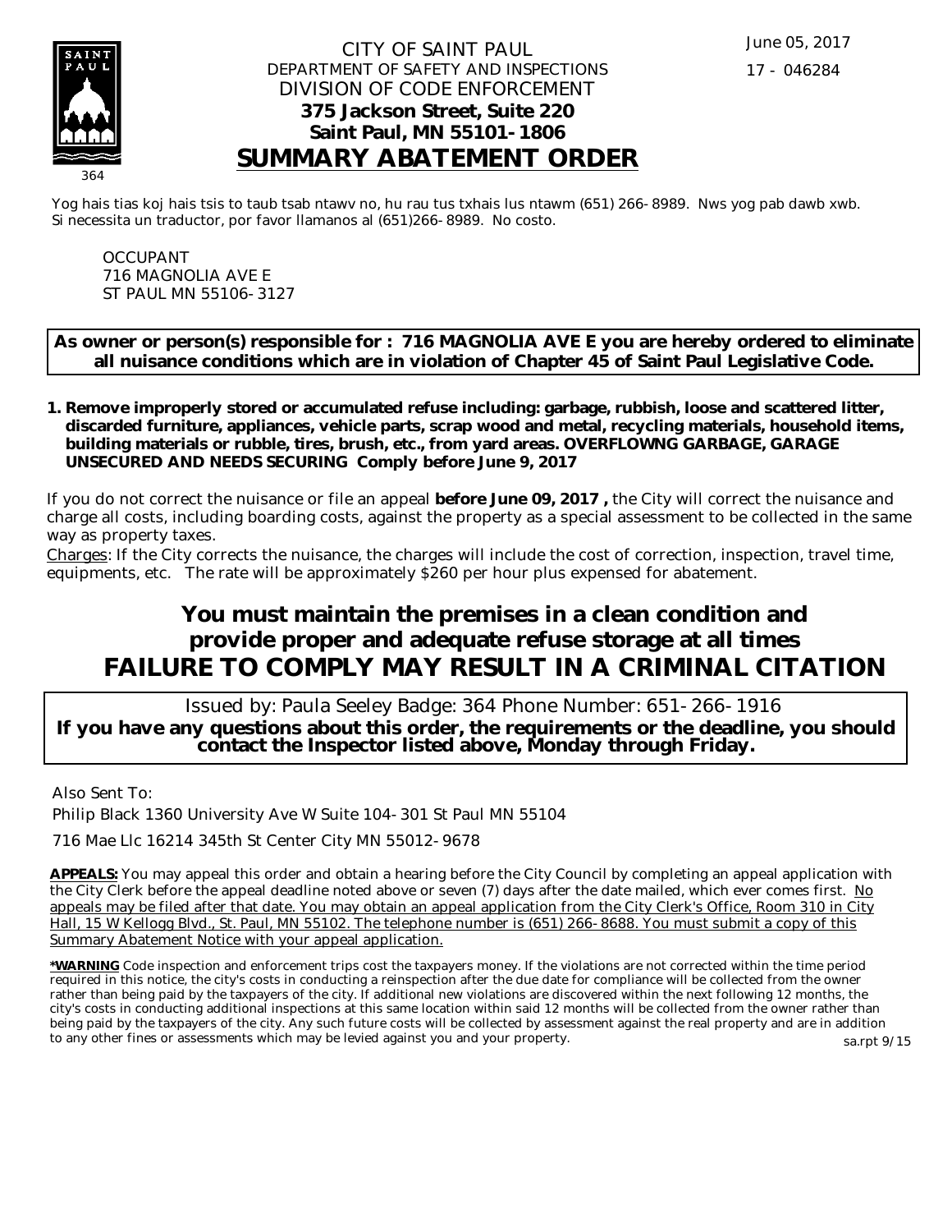CITY OF SAINT PAUL
DEPARTMENT OF SAFETY AND INSPECTIONS
DIVISION OF CODE ENFORCEMENT
**375 Jackson Street, Suite 220**
**Saint Paul, MN 55101-1806**

June 05, 2017

17 - 046284

364

# SUMMARY ABATEMENT ORDER

Yog hais tias koj hais tsis to taub tsab ntawv no, hu rau tus txhais lus ntawm (651) 266-8989. Nws yog pab dawb xwb.
Si necessita un traductor, por favor llamanos al (651)266-8989. No costo.

OCCUPANT
716 MAGNOLIA AVE E
ST PAUL MN 55106-3127

**As owner or person(s) responsible for : 716 MAGNOLIA AVE E you are hereby ordered to eliminate all nuisance conditions which are in violation of Chapter 45 of Saint Paul Legislative Code.**

1. **Remove improperly stored or accumulated refuse including: garbage, rubbish, loose and scattered litter, discarded furniture, appliances, vehicle parts, scrap wood and metal, recycling materials, household items, building materials or rubble, tires, brush, etc., from yard areas. OVERFLOWNG GARBAGE, GARAGE UNSECURED AND NEEDS SECURING Comply before June 9, 2017**

If you do not correct the nuisance or file an appeal **before June 09, 2017 ,** the City will correct the nuisance and charge all costs, including boarding costs, against the property as a special assessment to be collected in the same way as property taxes.

Charges: If the City corrects the nuisance, the charges will include the cost of correction, inspection, travel time, equipments, etc. The rate will be approximately $260 per hour plus expensed for abatement.

## You must maintain the premises in a clean condition and provide proper and adequate refuse storage at all times

## FAILURE TO COMPLY MAY RESULT IN A CRIMINAL CITATION

Issued by: Paula Seeley Badge: 364 Phone Number: 651-266-1916

**If you have any questions about this order, the requirements or the deadline, you should contact the Inspector listed above, Monday through Friday.**

Also Sent To:

Philip Black 1360 University Ave W Suite 104-301 St Paul MN 55104

716 Mae Llc 16214 345th St Center City MN 55012-9678

**APPEALS:** You may appeal this order and obtain a hearing before the City Council by completing an appeal application with the City Clerk before the appeal deadline noted above or seven (7) days after the date mailed, which ever comes first. No appeals may be filed after that date. You may obtain an appeal application from the City Clerk's Office, Room 310 in City Hall, 15 W Kellogg Blvd., St. Paul, MN 55102. The telephone number is (651) 266-8688. You must submit a copy of this Summary Abatement Notice with your appeal application.

**\*WARNING** Code inspection and enforcement trips cost the taxpayers money. If the violations are not corrected within the time period required in this notice, the city's costs in conducting a reinspection after the due date for compliance will be collected from the owner rather than being paid by the taxpayers of the city. If additional new violations are discovered within the next following 12 months, the city's costs in conducting additional inspections at this same location within said 12 months will be collected from the owner rather than being paid by the taxpayers of the city. Any such future costs will be collected by assessment against the real property and are in addition to any other fines or assessments which may be levied against you and your property.

sa.rpt 9/15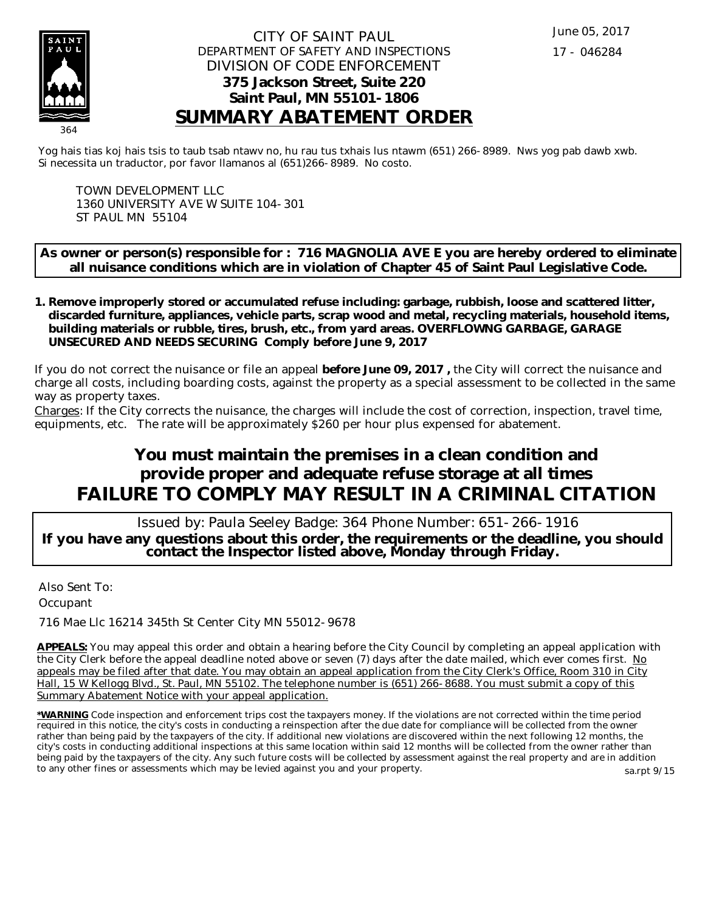364

June 05, 2017

17 - 046284

CITY OF SAINT PAUL
DEPARTMENT OF SAFETY AND INSPECTIONS
DIVISION OF CODE ENFORCEMENT
**375 Jackson Street, Suite 220**
**Saint Paul, MN 55101-1806**

# SUMMARY ABATEMENT ORDER

Yog hais tias koj hais tsis to taub tsab ntawv no, hu rau tus txhais lus ntawm (651) 266-8989. Nws yog pab dawb xwb.
Si necessita un traductor, por favor llamanos al (651)266-8989. No costo.

TOWN DEVELOPMENT LLC
1360 UNIVERSITY AVE W SUITE 104-301
ST PAUL MN 55104

**As owner or person(s) responsible for : 716 MAGNOLIA AVE E you are hereby ordered to eliminate all nuisance conditions which are in violation of Chapter 45 of Saint Paul Legislative Code.**

1. **Remove improperly stored or accumulated refuse including: garbage, rubbish, loose and scattered litter, discarded furniture, appliances, vehicle parts, scrap wood and metal, recycling materials, household items, building materials or rubble, tires, brush, etc., from yard areas. OVERFLOWNG GARBAGE, GARAGE UNSECURED AND NEEDS SECURING Comply before June 9, 2017**

If you do not correct the nuisance or file an appeal **before June 09, 2017 ,** the City will correct the nuisance and charge all costs, including boarding costs, against the property as a special assessment to be collected in the same way as property taxes.

Charges: If the City corrects the nuisance, the charges will include the cost of correction, inspection, travel time, equipments, etc. The rate will be approximately $260 per hour plus expensed for abatement.

## You must maintain the premises in a clean condition and provide proper and adequate refuse storage at all times
## FAILURE TO COMPLY MAY RESULT IN A CRIMINAL CITATION

Issued by: Paula Seeley Badge: 364 Phone Number: 651-266-1916
**If you have any questions about this order, the requirements or the deadline, you should contact the Inspector listed above, Monday through Friday.**

Also Sent To:
Occupant

716 Mae Llc 16214 345th St Center City MN 55012-9678

**APPEALS:** You may appeal this order and obtain a hearing before the City Council by completing an appeal application with the City Clerk before the appeal deadline noted above or seven (7) days after the date mailed, which ever comes first. No appeals may be filed after that date. You may obtain an appeal application from the City Clerk's Office, Room 310 in City Hall, 15 W Kellogg Blvd., St. Paul, MN 55102. The telephone number is (651) 266-8688. You must submit a copy of this Summary Abatement Notice with your appeal application.

***WARNING** Code inspection and enforcement trips cost the taxpayers money. If the violations are not corrected within the time period required in this notice, the city's costs in conducting a reinspection after the due date for compliance will be collected from the owner rather than being paid by the taxpayers of the city. If additional new violations are discovered within the next following 12 months, the city's costs in conducting additional inspections at this same location within said 12 months will be collected from the owner rather than being paid by the taxpayers of the city. Any such future costs will be collected by assessment against the real property and are in addition to any other fines or assessments which may be levied against you and your property.

sa.rpt 9/15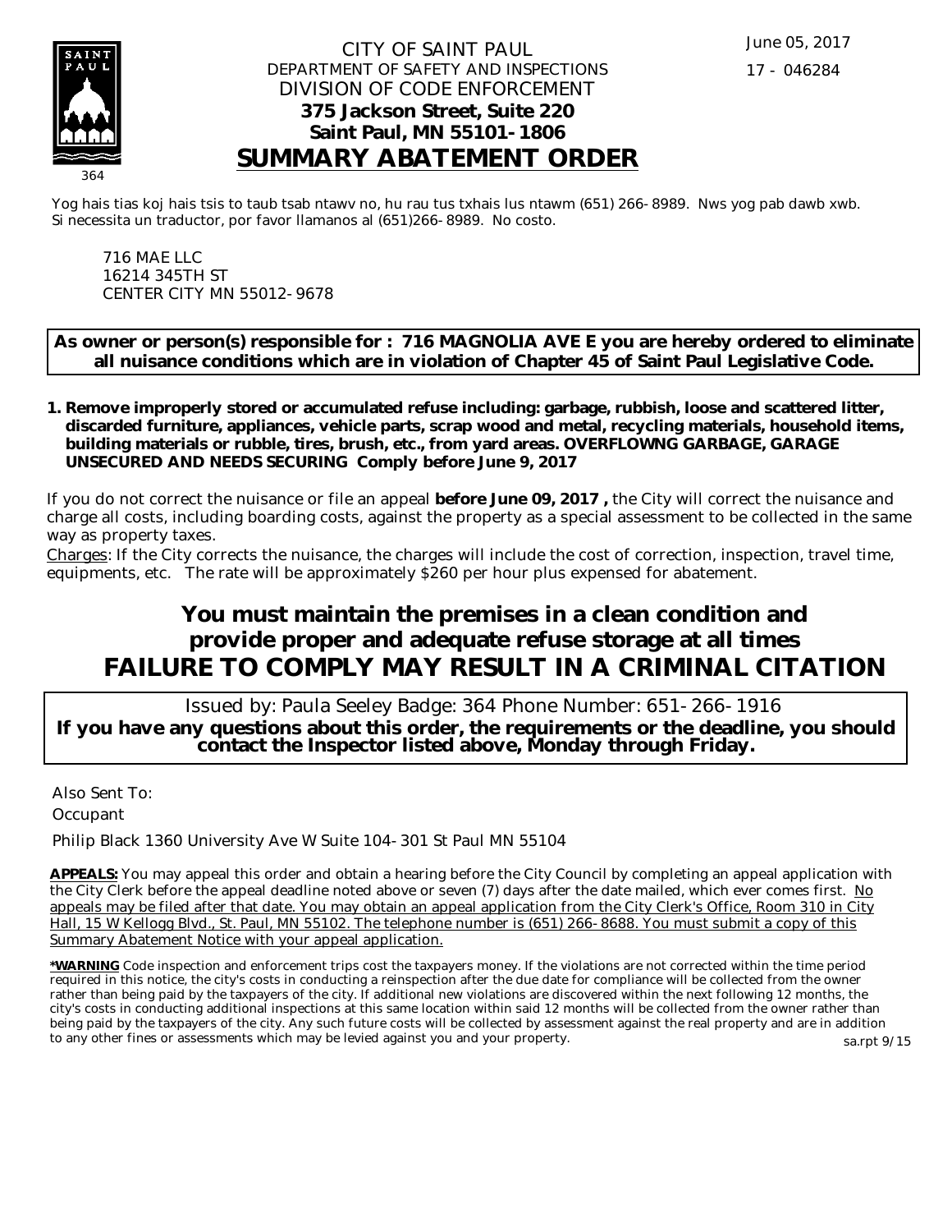364

CITY OF SAINT PAUL
DEPARTMENT OF SAFETY AND INSPECTIONS
DIVISION OF CODE ENFORCEMENT
**375 Jackson Street, Suite 220**
**Saint Paul, MN 55101-1806**

June 05, 2017

17 - 046284

# SUMMARY ABATEMENT ORDER

Yog hais tias koj hais tsis to taub tsab ntawv no, hu rau tus txhais lus ntawm (651) 266-8989. Nws yog pab dawb xwb.
Si necessita un traductor, por favor llamanos al (651)266-8989. No costo.

716 MAE LLC
16214 345TH ST
CENTER CITY MN 55012-9678

**As owner or person(s) responsible for : 716 MAGNOLIA AVE E you are hereby ordered to eliminate all nuisance conditions which are in violation of Chapter 45 of Saint Paul Legislative Code.**

1. **Remove improperly stored or accumulated refuse including: garbage, rubbish, loose and scattered litter, discarded furniture, appliances, vehicle parts, scrap wood and metal, recycling materials, household items, building materials or rubble, tires, brush, etc., from yard areas. OVERFLOWNG GARBAGE, GARAGE UNSECURED AND NEEDS SECURING Comply before June 9, 2017**

If you do not correct the nuisance or file an appeal **before June 09, 2017 ,** the City will correct the nuisance and charge all costs, including boarding costs, against the property as a special assessment to be collected in the same way as property taxes.

Charges: If the City corrects the nuisance, the charges will include the cost of correction, inspection, travel time, equipments, etc. The rate will be approximately $260 per hour plus expensed for abatement.

## You must maintain the premises in a clean condition and provide proper and adequate refuse storage at all times

## FAILURE TO COMPLY MAY RESULT IN A CRIMINAL CITATION

Issued by: Paula Seeley Badge: 364 Phone Number: 651-266-1916

**If you have any questions about this order, the requirements or the deadline, you should contact the Inspector listed above, Monday through Friday.**

Also Sent To:
Occupant

Philip Black 1360 University Ave W Suite 104-301 St Paul MN 55104

**APPEALS:** You may appeal this order and obtain a hearing before the City Council by completing an appeal application with the City Clerk before the appeal deadline noted above or seven (7) days after the date mailed, which ever comes first. No appeals may be filed after that date. You may obtain an appeal application from the City Clerk's Office, Room 310 in City Hall, 15 W Kellogg Blvd., St. Paul, MN 55102. The telephone number is (651) 266-8688. You must submit a copy of this Summary Abatement Notice with your appeal application.

***WARNING** Code inspection and enforcement trips cost the taxpayers money. If the violations are not corrected within the time period required in this notice, the city's costs in conducting a reinspection after the due date for compliance will be collected from the owner rather than being paid by the taxpayers of the city. If additional new violations are discovered within the next following 12 months, the city's costs in conducting additional inspections at this same location within said 12 months will be collected from the owner rather than being paid by the taxpayers of the city. Any such future costs will be collected by assessment against the real property and are in addition to any other fines or assessments which may be levied against you and your property.

sa.rpt 9/15